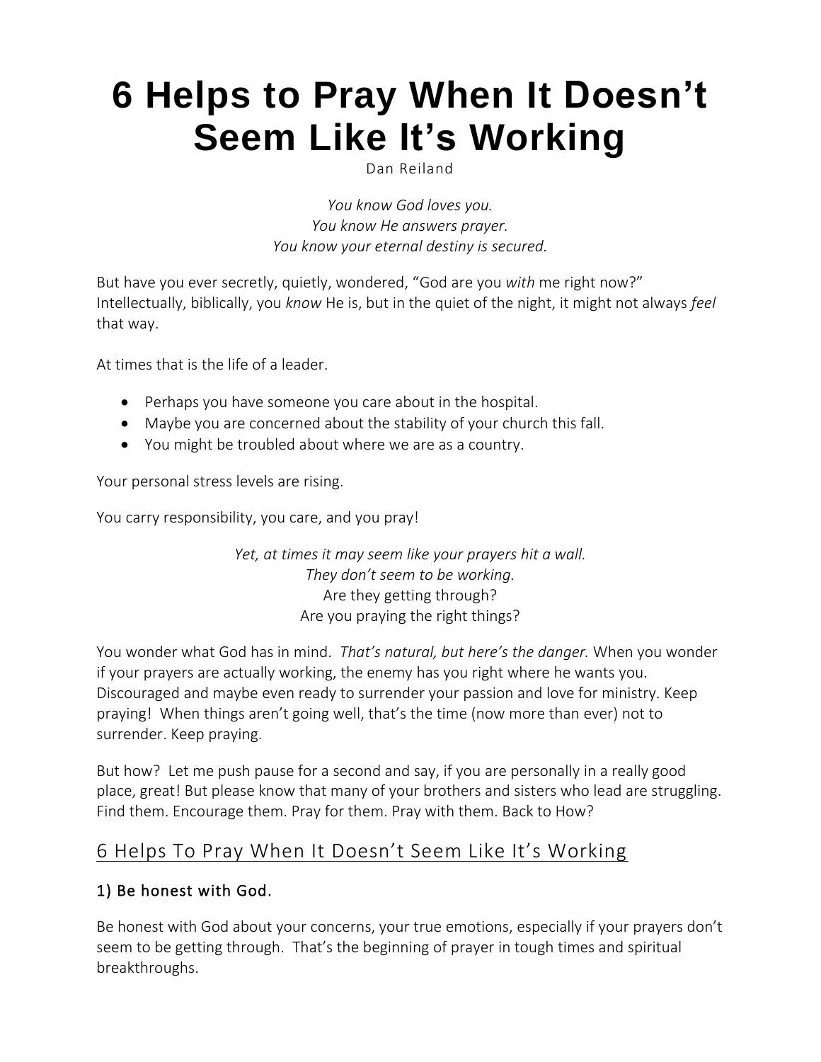# 6 Helps to Pray When It Doesn't Seem Like It's Working

Dan Reiland

*You know God loves you.*
*You know He answers prayer.*
*You know your eternal destiny is secured.*

But have you ever secretly, quietly, wondered, "God are you *with* me right now?" Intellectually, biblically, you *know* He is, but in the quiet of the night, it might not always *feel* that way.

At times that is the life of a leader.

- Perhaps you have someone you care about in the hospital.
- Maybe you are concerned about the stability of your church this fall.
- You might be troubled about where we are as a country.

Your personal stress levels are rising.

You carry responsibility, you care, and you pray!

*Yet, at times it may seem like your prayers hit a wall.*
*They don't seem to be working.*
Are they getting through?
Are you praying the right things?

You wonder what God has in mind. *That's natural, but here's the danger.* When you wonder if your prayers are actually working, the enemy has you right where he wants you. Discouraged and maybe even ready to surrender your passion and love for ministry. Keep praying! When things aren't going well, that's the time (now more than ever) not to surrender. Keep praying.

But how? Let me push pause for a second and say, if you are personally in a really good place, great! But please know that many of your brothers and sisters who lead are struggling. Find them. Encourage them. Pray for them. Pray with them. Back to How?

## 6 Helps To Pray When It Doesn't Seem Like It's Working

### 1) Be honest with God.

Be honest with God about your concerns, your true emotions, especially if your prayers don't seem to be getting through. That's the beginning of prayer in tough times and spiritual breakthroughs.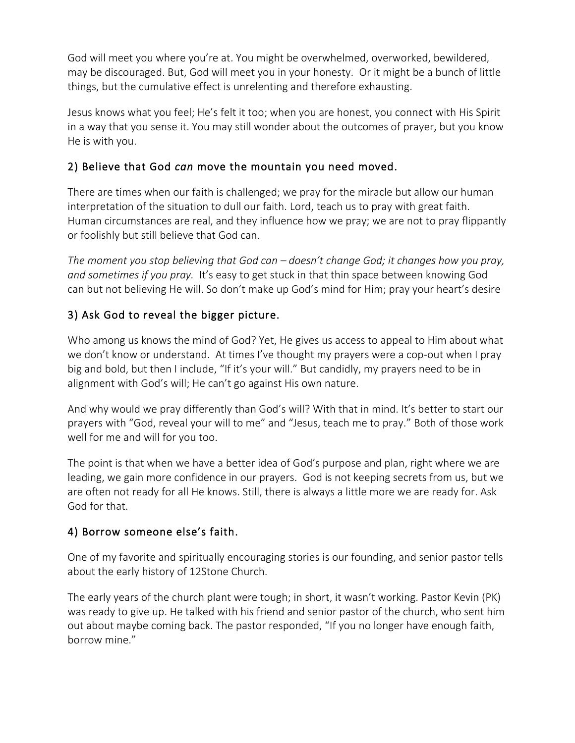God will meet you where you're at. You might be overwhelmed, overworked, bewildered, may be discouraged. But, God will meet you in your honesty.  Or it might be a bunch of little things, but the cumulative effect is unrelenting and therefore exhausting.

Jesus knows what you feel; He's felt it too; when you are honest, you connect with His Spirit in a way that you sense it. You may still wonder about the outcomes of prayer, but you know He is with you.

## 2) Believe that God *can* move the mountain you need moved.

There are times when our faith is challenged; we pray for the miracle but allow our human interpretation of the situation to dull our faith. Lord, teach us to pray with great faith. Human circumstances are real, and they influence how we pray; we are not to pray flippantly or foolishly but still believe that God can.

*The moment you stop believing that God can – doesn't change God; it changes how you pray, and sometimes if you pray.*  It's easy to get stuck in that thin space between knowing God can but not believing He will. So don't make up God's mind for Him; pray your heart's desire

## 3) Ask God to reveal the bigger picture.

Who among us knows the mind of God? Yet, He gives us access to appeal to Him about what we don't know or understand.  At times I've thought my prayers were a cop-out when I pray big and bold, but then I include, "If it's your will." But candidly, my prayers need to be in alignment with God's will; He can't go against His own nature.

And why would we pray differently than God's will? With that in mind. It's better to start our prayers with "God, reveal your will to me" and "Jesus, teach me to pray." Both of those work well for me and will for you too.

The point is that when we have a better idea of God's purpose and plan, right where we are leading, we gain more confidence in our prayers.  God is not keeping secrets from us, but we are often not ready for all He knows. Still, there is always a little more we are ready for. Ask God for that.

## 4) Borrow someone else's faith.

One of my favorite and spiritually encouraging stories is our founding, and senior pastor tells about the early history of 12Stone Church.

The early years of the church plant were tough; in short, it wasn't working. Pastor Kevin (PK) was ready to give up. He talked with his friend and senior pastor of the church, who sent him out about maybe coming back. The pastor responded, "If you no longer have enough faith, borrow mine."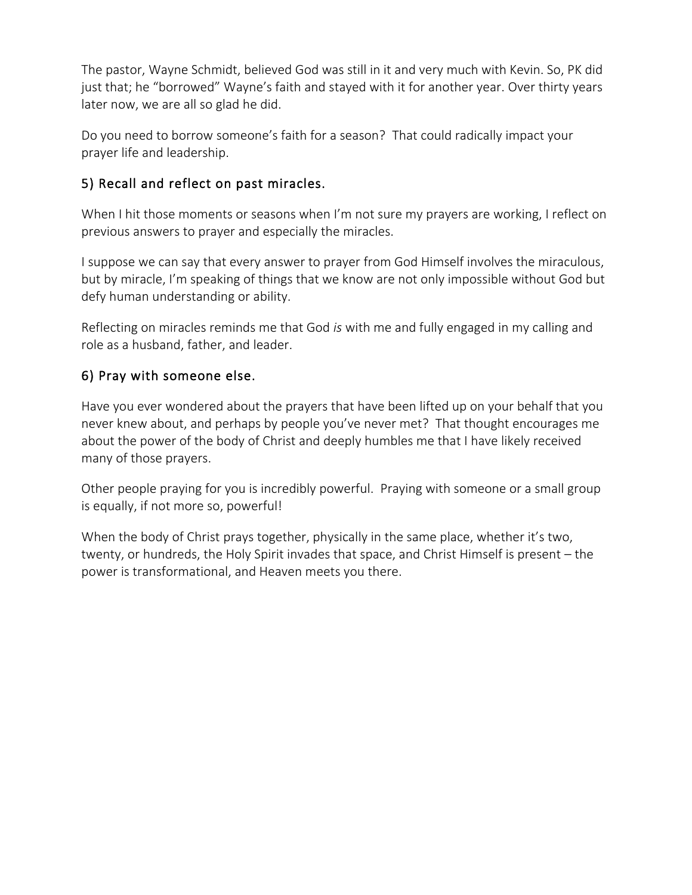The pastor, Wayne Schmidt, believed God was still in it and very much with Kevin. So, PK did just that; he "borrowed" Wayne's faith and stayed with it for another year. Over thirty years later now, we are all so glad he did.

Do you need to borrow someone's faith for a season? That could radically impact your prayer life and leadership.

## 5) Recall and reflect on past miracles.

When I hit those moments or seasons when I'm not sure my prayers are working, I reflect on previous answers to prayer and especially the miracles.

I suppose we can say that every answer to prayer from God Himself involves the miraculous, but by miracle, I'm speaking of things that we know are not only impossible without God but defy human understanding or ability.

Reflecting on miracles reminds me that God *is* with me and fully engaged in my calling and role as a husband, father, and leader.

## 6) Pray with someone else.

Have you ever wondered about the prayers that have been lifted up on your behalf that you never knew about, and perhaps by people you've never met? That thought encourages me about the power of the body of Christ and deeply humbles me that I have likely received many of those prayers.

Other people praying for you is incredibly powerful. Praying with someone or a small group is equally, if not more so, powerful!

When the body of Christ prays together, physically in the same place, whether it's two, twenty, or hundreds, the Holy Spirit invades that space, and Christ Himself is present – the power is transformational, and Heaven meets you there.